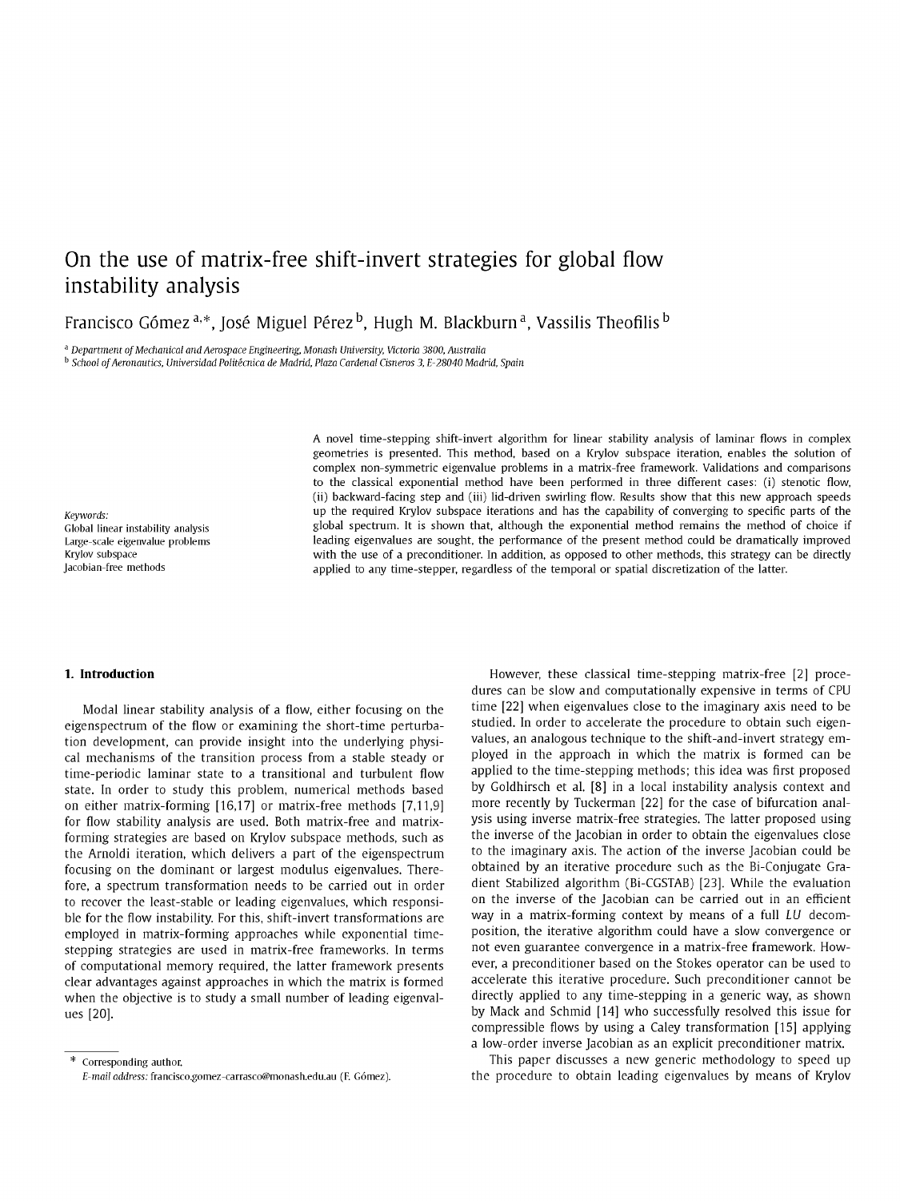# On the use of matrix-free shift-invert strategies for global flow instability analysis

Francisco Gómez [a,*], José Miguel Pérez [b], Hugh M. Blackburn [a], Vassilis Theofilis [b]

[a] Department of Mechanical and Aerospace Engineering, Monash University, Victoria 3800, Australia
[b] School of Aeronautics, Universidad Politécnica de Madrid, Plaza Cardenal Cisneros 3, E-28040 Madrid, Spain

**Keywords:**
Global linear instability analysis
Large-scale eigenvalue problems
Krylov subspace
Jacobian-free methods

A novel time-stepping shift-invert algorithm for linear stability analysis of laminar flows in complex geometries is presented. This method, based on a Krylov subspace iteration, enables the solution of complex non-symmetric eigenvalue problems in a matrix-free framework. Validations and comparisons to the classical exponential method have been performed in three different cases: (i) stenotic flow, (ii) backward-facing step and (iii) lid-driven swirling flow. Results show that this new approach speeds up the required Krylov subspace iterations and has the capability of converging to specific parts of the global spectrum. It is shown that, although the exponential method remains the method of choice if leading eigenvalues are sought, the performance of the present method could be dramatically improved with the use of a preconditioner. In addition, as opposed to other methods, this strategy can be directly applied to any time-stepper, regardless of the temporal or spatial discretization of the latter.

## 1. Introduction

Modal linear stability analysis of a flow, either focusing on the eigenspectrum of the flow or examining the short-time perturbation development, can provide insight into the underlying physical mechanisms of the transition process from a stable steady or time-periodic laminar state to a transitional and turbulent flow state. In order to study this problem, numerical methods based on either matrix-forming [16,17] or matrix-free methods [7,11,9] for flow stability analysis are used. Both matrix-free and matrix-forming strategies are based on Krylov subspace methods, such as the Arnoldi iteration, which delivers a part of the eigenspectrum focusing on the dominant or largest modulus eigenvalues. Therefore, a spectrum transformation needs to be carried out in order to recover the least-stable or leading eigenvalues, which responsible for the flow instability. For this, shift-invert transformations are employed in matrix-forming approaches while exponential time-stepping strategies are used in matrix-free frameworks. In terms of computational memory required, the latter framework presents clear advantages against approaches in which the matrix is formed when the objective is to study a small number of leading eigenvalues [20].

However, these classical time-stepping matrix-free [2] procedures can be slow and computationally expensive in terms of CPU time [22] when eigenvalues close to the imaginary axis need to be studied. In order to accelerate the procedure to obtain such eigenvalues, an analogous technique to the shift-and-invert strategy employed in the approach in which the matrix is formed can be applied to the time-stepping methods; this idea was first proposed by Goldhirsch et al. [8] in a local instability analysis context and more recently by Tuckerman [22] for the case of bifurcation analysis using inverse matrix-free strategies. The latter proposed using the inverse of the Jacobian in order to obtain the eigenvalues close to the imaginary axis. The action of the inverse Jacobian could be obtained by an iterative procedure such as the Bi-Conjugate Gradient Stabilized algorithm (Bi-CGSTAB) [23]. While the evaluation on the inverse of the Jacobian can be carried out in an efficient way in a matrix-forming context by means of a full *LU* decomposition, the iterative algorithm could have a slow convergence or not even guarantee convergence in a matrix-free framework. However, a preconditioner based on the Stokes operator can be used to accelerate this iterative procedure. Such preconditioner cannot be directly applied to any time-stepping in a generic way, as shown by Mack and Schmid [14] who successfully resolved this issue for compressible flows by using a Caley transformation [15] applying a low-order inverse Jacobian as an explicit preconditioner matrix.

This paper discusses a new generic methodology to speed up the procedure to obtain leading eigenvalues by means of Krylov

* Corresponding author.
*E-mail address:* francisco.gomez-carrasco@monash.edu.au (F. Gómez).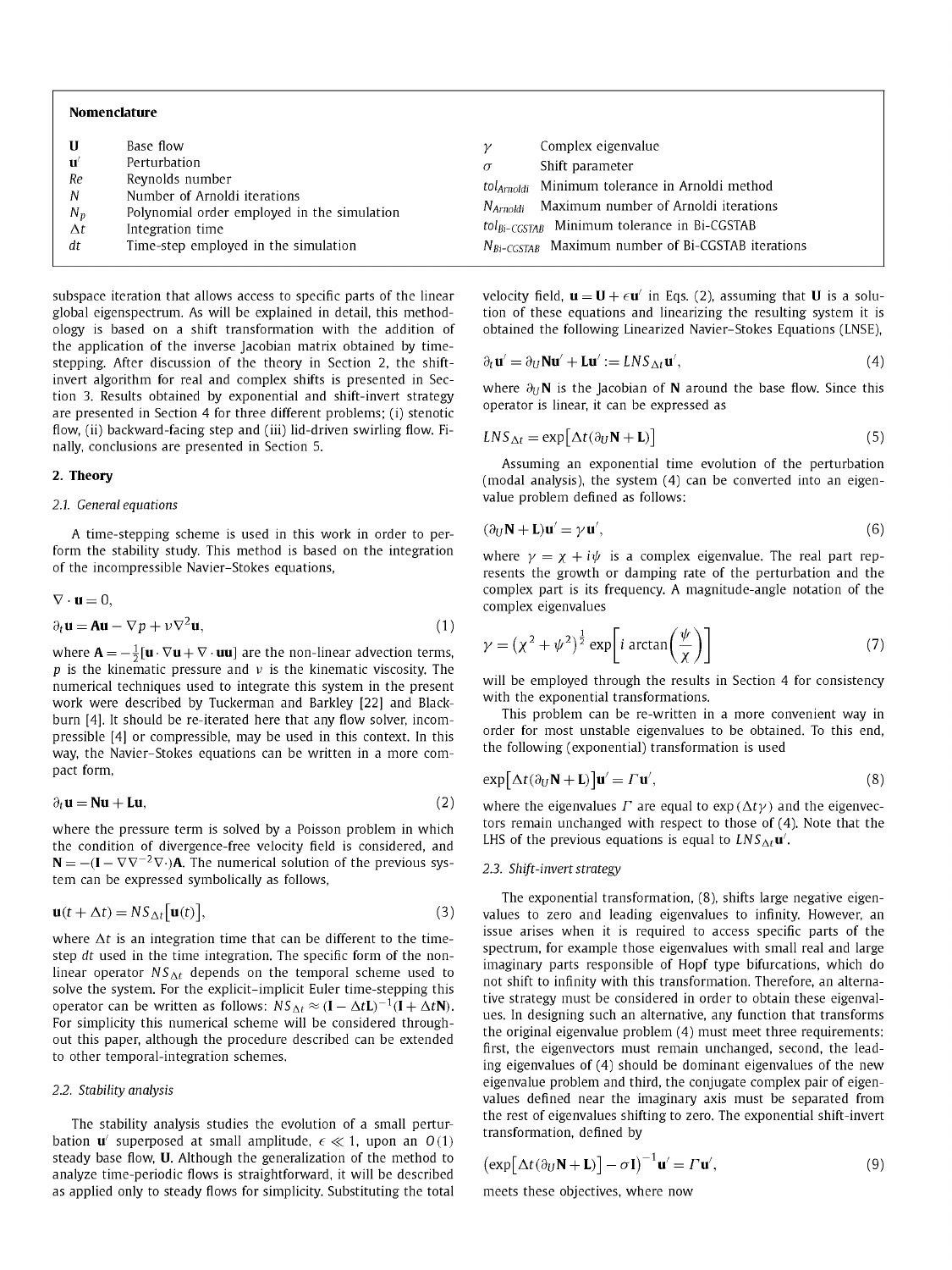**Nomenclature**

| | | | |
|---|---|---|---|
| $\mathbf{U}$ | Base flow | $\gamma$ | Complex eigenvalue |
| $\mathbf{u}'$ | Perturbation | $\sigma$ | Shift parameter |
| $Re$ | Reynolds number | $tol_{Arnoldi}$ | Minimum tolerance in Arnoldi method |
| $N$ | Number of Arnoldi iterations | $N_{Arnoldi}$ | Maximum number of Arnoldi iterations |
| $N_p$ | Polynomial order employed in the simulation | $tol_{Bi\text{-}CGSTAB}$ | Minimum tolerance in Bi-CGSTAB |
| $\Delta t$ | Integration time | $N_{Bi\text{-}CGSTAB}$ | Maximum number of Bi-CGSTAB iterations |
| $dt$ | Time-step employed in the simulation | | |

subspace iteration that allows access to specific parts of the linear global eigenspectrum. As will be explained in detail, this methodology is based on a shift transformation with the addition of the application of the inverse Jacobian matrix obtained by time-stepping. After discussion of the theory in Section 2, the shift-invert algorithm for real and complex shifts is presented in Section 3. Results obtained by exponential and shift-invert strategy are presented in Section 4 for three different problems; (i) stenotic flow, (ii) backward-facing step and (iii) lid-driven swirling flow. Finally, conclusions are presented in Section 5.

## 2. Theory

### 2.1. General equations

A time-stepping scheme is used in this work in order to perform the stability study. This method is based on the integration of the incompressible Navier–Stokes equations,

$$\nabla \cdot \mathbf{u} = 0,$$

$$\partial_t \mathbf{u} = \mathbf{A}\mathbf{u} - \nabla p + \nu \nabla^2 \mathbf{u}, \tag{1}$$

where $\mathbf{A} = -\frac{1}{2}[\mathbf{u} \cdot \nabla \mathbf{u} + \nabla \cdot \mathbf{u}\mathbf{u}]$ are the non-linear advection terms, $p$ is the kinematic pressure and $\nu$ is the kinematic viscosity. The numerical techniques used to integrate this system in the present work were described by Tuckerman and Barkley [22] and Blackburn [4]. It should be re-iterated here that any flow solver, incompressible [4] or compressible, may be used in this context. In this way, the Navier–Stokes equations can be written in a more compact form,

$$\partial_t \mathbf{u} = \mathbf{N}\mathbf{u} + \mathbf{L}\mathbf{u}, \tag{2}$$

where the pressure term is solved by a Poisson problem in which the condition of divergence-free velocity field is considered, and $\mathbf{N} = -(\mathbf{I} - \nabla \nabla^{-2} \nabla \cdot)\mathbf{A}$. The numerical solution of the previous system can be expressed symbolically as follows,

$$\mathbf{u}(t + \Delta t) = NS_{\Delta t}\big[\mathbf{u}(t)\big], \tag{3}$$

where $\Delta t$ is an integration time that can be different to the time-step $dt$ used in the time integration. The specific form of the non-linear operator $NS_{\Delta t}$ depends on the temporal scheme used to solve the system. For the explicit–implicit Euler time-stepping this operator can be written as follows: $NS_{\Delta t} \approx (\mathbf{I} - \Delta t \mathbf{L})^{-1}(\mathbf{I} + \Delta t \mathbf{N})$. For simplicity this numerical scheme will be considered throughout this paper, although the procedure described can be extended to other temporal-integration schemes.

### 2.2. Stability analysis

The stability analysis studies the evolution of a small perturbation $\mathbf{u}'$ superposed at small amplitude, $\epsilon \ll 1$, upon an $O(1)$ steady base flow, $\mathbf{U}$. Although the generalization of the method to analyze time-periodic flows is straightforward, it will be described as applied only to steady flows for simplicity. Substituting the total velocity field, $\mathbf{u} = \mathbf{U} + \epsilon \mathbf{u}'$ in Eqs. (2), assuming that $\mathbf{U}$ is a solution of these equations and linearizing the resulting system it is obtained the following Linearized Navier–Stokes Equations (LNSE),

$$\partial_t \mathbf{u}' = \partial_U \mathbf{N} \mathbf{u}' + \mathbf{L}\mathbf{u}' := LNS_{\Delta t}\mathbf{u}', \tag{4}$$

where $\partial_U \mathbf{N}$ is the Jacobian of $\mathbf{N}$ around the base flow. Since this operator is linear, it can be expressed as

$$LNS_{\Delta t} = \exp\big[\Delta t(\partial_U \mathbf{N} + \mathbf{L})\big] \tag{5}$$

Assuming an exponential time evolution of the perturbation (modal analysis), the system (4) can be converted into an eigenvalue problem defined as follows:

$$(\partial_U \mathbf{N} + \mathbf{L})\mathbf{u}' = \gamma \mathbf{u}', \tag{6}$$

where $\gamma = \chi + i\psi$ is a complex eigenvalue. The real part represents the growth or damping rate of the perturbation and the complex part is its frequency. A magnitude-angle notation of the complex eigenvalues

$$\gamma = \left(\chi^2 + \psi^2\right)^{\frac{1}{2}} \exp\left[i \arctan\left(\frac{\psi}{\chi}\right)\right] \tag{7}$$

will be employed through the results in Section 4 for consistency with the exponential transformations.

This problem can be re-written in a more convenient way in order for most unstable eigenvalues to be obtained. To this end, the following (exponential) transformation is used

$$\exp\big[\Delta t(\partial_U \mathbf{N} + \mathbf{L})\big]\mathbf{u}' = \Gamma \mathbf{u}', \tag{8}$$

where the eigenvalues $\Gamma$ are equal to $\exp(\Delta t \gamma)$ and the eigenvectors remain unchanged with respect to those of (4). Note that the LHS of the previous equations is equal to $LNS_{\Delta t}\mathbf{u}'$.

### 2.3. Shift-invert strategy

The exponential transformation, (8), shifts large negative eigenvalues to zero and leading eigenvalues to infinity. However, an issue arises when it is required to access specific parts of the spectrum, for example those eigenvalues with small real and large imaginary parts responsible of Hopf type bifurcations, which do not shift to infinity with this transformation. Therefore, an alternative strategy must be considered in order to obtain these eigenvalues. In designing such an alternative, any function that transforms the original eigenvalue problem (4) must meet three requirements: first, the eigenvectors must remain unchanged, second, the leading eigenvalues of (4) should be dominant eigenvalues of the new eigenvalue problem and third, the conjugate complex pair of eigenvalues defined near the imaginary axis must be separated from the rest of eigenvalues shifting to zero. The exponential shift-invert transformation, defined by

$$\left(\exp\big[\Delta t(\partial_U \mathbf{N} + \mathbf{L})\big] - \sigma \mathbf{I}\right)^{-1}\mathbf{u}' = \Gamma \mathbf{u}', \tag{9}$$

meets these objectives, where now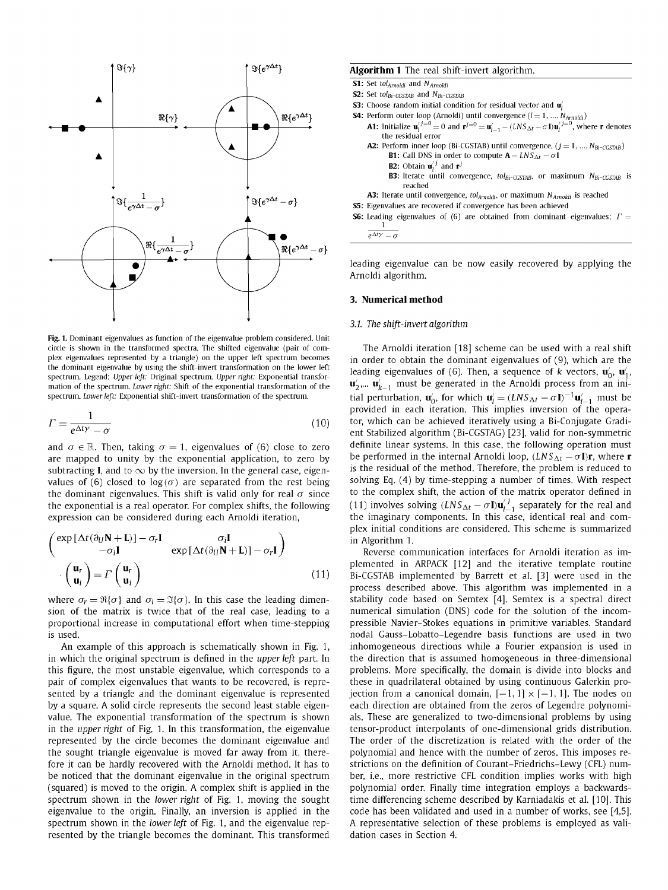Fig. 1. Dominant eigenvalues as function of the eigenvalue problem considered. Unit circle is shown in the transformed spectra. The shifted eigenvalue (pair of complex eigenvalues represented by a triangle) on the upper left spectrum becomes the dominant eigenvalue by using the shift-invert transformation on the lower left spectrum. Legend: *Upper left:* Original spectrum. *Upper right:* Exponential transformation of the spectrum. *Lower right:* Shift of the exponential transformation of the spectrum. *Lower left:* Exponential shift-invert transformation of the spectrum.

$$\Gamma = \frac{1}{e^{\Delta t \gamma} - \sigma} \tag{10}$$

and $\sigma \in \mathbb{R}$. Then, taking $\sigma = 1$, eigenvalues of (6) close to zero are mapped to unity by the exponential application, to zero by subtracting $\mathbf{I}$, and to $\infty$ by the inversion. In the general case, eigenvalues of (6) closed to $\log(\sigma)$ are separated from the rest being the dominant eigenvalues. This shift is valid only for real $\sigma$ since the exponential is a real operator. For complex shifts, the following expression can be considered during each Arnoldi iteration,

$$\begin{pmatrix} \exp\left[\Delta t(\partial_U \mathbf{N} + \mathbf{L})\right] - \sigma_r \mathbf{I} & \sigma_i \mathbf{I} \\ -\sigma_i \mathbf{I} & \exp\left[\Delta t(\partial_U \mathbf{N} + \mathbf{L})\right] - \sigma_r \mathbf{I} \end{pmatrix} \cdot \begin{pmatrix} \mathbf{u}_r \\ \mathbf{u}_i \end{pmatrix} = \Gamma \begin{pmatrix} \mathbf{u}_r \\ \mathbf{u}_i \end{pmatrix} \tag{11}$$

where $\sigma_r = \Re\{\sigma\}$ and $\sigma_i = \Im\{\sigma\}$. In this case the leading dimension of the matrix is twice that of the real case, leading to a proportional increase in computational effort when time-stepping is used.

An example of this approach is schematically shown in Fig. 1, in which the original spectrum is defined in the *upper left* part. In this figure, the most unstable eigenvalue, which corresponds to a pair of complex eigenvalues that wants to be recovered, is represented by a triangle and the dominant eigenvalue is represented by a square. A solid circle represents the second least stable eigenvalue. The exponential transformation of the spectrum is shown in the *upper right* of Fig. 1. In this transformation, the eigenvalue represented by the circle becomes the dominant eigenvalue and the sought triangle eigenvalue is moved far away from it, therefore it can be hardly recovered with the Arnoldi method. It has to be noticed that the dominant eigenvalue in the original spectrum (squared) is moved to the origin. A complex shift is applied in the spectrum shown in the *lower right* of Fig. 1, moving the sought eigenvalue to the origin. Finally, an inversion is applied in the spectrum shown in the *lower left* of Fig. 1, and the eigenvalue represented by the triangle becomes the dominant. This transformed leading eigenvalue can be now easily recovered by applying the Arnoldi algorithm.

**Algorithm 1** The real shift-invert algorithm.

- **S1:** Set $tol_{Arnoldi}$ and $N_{Arnoldi}$
- **S2:** Set $tol_{Bi\text{-}CGSTAB}$ and $N_{Bi\text{-}CGSTAB}$
- **S3:** Choose random initial condition for residual vector and $\mathbf{u}_l'$
- **S4:** Perform outer loop (Arnoldi) until convergence ($l = 1, \ldots, N_{Arnoldi}$)
  - **A1:** Initialize $\mathbf{u}_l'^{\,j=0} = 0$ and $\mathbf{r}^{j=0} = \mathbf{u}_{l-1}' - (LNS_{\Delta t} - \sigma \mathbf{I})\mathbf{u}_l'^{\,j=0}$, where $\mathbf{r}$ denotes the residual error
  - **A2:** Perform inner loop (Bi-CGSTAB) until convergence, ($j = 1, \ldots, N_{Bi\text{-}CGSTAB}$)
    - **B1:** Call DNS in order to compute $\mathbf{A} = LNS_{\Delta t} - \sigma \mathbf{I}$
    - **B2:** Obtain $\mathbf{u}_l'^{\,j}$ and $\mathbf{r}^j$
    - **B3:** Iterate until convergence, $tol_{Bi\text{-}CGSTAB}$, or maximum $N_{Bi\text{-}CGSTAB}$ is reached
  - **A3:** Iterate until convergence, $tol_{Arnoldi}$, or maximum $N_{Arnoldi}$ is reached
- **S5:** Eigenvalues are recovered if convergence has been achieved
- **S6:** Leading eigenvalues of (6) are obtained from dominant eigenvalues; $\Gamma = \frac{1}{e^{\Delta t \gamma} - \sigma}$

## 3. Numerical method

### 3.1. The shift-invert algorithm

The Arnoldi iteration [18] scheme can be used with a real shift in order to obtain the dominant eigenvalues of (9), which are the leading eigenvalues of (6). Then, a sequence of $k$ vectors, $\mathbf{u}_0'$, $\mathbf{u}_1'$, $\mathbf{u}_2', \ldots \mathbf{u}_{k-1}'$ must be generated in the Arnoldi process from an initial perturbation, $\mathbf{u}_0'$, for which $\mathbf{u}_l' = (LNS_{\Delta t} - \sigma \mathbf{I})^{-1}\mathbf{u}_{l-1}'$ must be provided in each iteration. This implies inversion of the operator, which can be achieved iteratively using a Bi-Conjugate Gradient Stabilized algorithm (Bi-CGSTAG) [23], valid for non-symmetric definite linear systems. In this case, the following operation must be performed in the internal Arnoldi loop, $(LNS_{\Delta t} - \sigma \mathbf{I})\mathbf{r}$, where $\mathbf{r}$ is the residual of the method. Therefore, the problem is reduced to solving Eq. (4) by time-stepping a number of times. With respect to the complex shift, the action of the matrix operator defined in (11) involves solving $(LNS_{\Delta t} - \sigma \mathbf{I})\mathbf{u}_{l-1}'^{\,j}$ separately for the real and the imaginary components. In this case, identical real and complex initial conditions are considered. This scheme is summarized in Algorithm 1.

Reverse communication interfaces for Arnoldi iteration as implemented in ARPACK [12] and the iterative template routine Bi-CGSTAB implemented by Barrett et al. [3] were used in the process described above. This algorithm was implemented in a stability code based on Semtex [4]. Semtex is a spectral direct numerical simulation (DNS) code for the solution of the incompressible Navier–Stokes equations in primitive variables. Standard nodal Gauss–Lobatto–Legendre basis functions are used in two inhomogeneous directions while a Fourier expansion is used in the direction that is assumed homogeneous in three-dimensional problems. More specifically, the domain is divide into blocks and these in quadrilateral obtained by using continuous Galerkin projection from a canonical domain, $[-1, 1] \times [-1, 1]$. The nodes on each direction are obtained from the zeros of Legendre polynomials. These are generalized to two-dimensional problems by using tensor-product interpolants of one-dimensional grids distribution. The order of the discretization is related with the order of the polynomial and hence with the number of zeros. This imposes restrictions on the definition of Courant–Friedrichs–Lewy (CFL) number, i.e., more restrictive CFL condition implies works with high polynomial order. Finally time integration employs a backwards-time differencing scheme described by Karniadakis et al. [10]. This code has been validated and used in a number of works, see [4,5]. A representative selection of these problems is employed as validation cases in Section 4.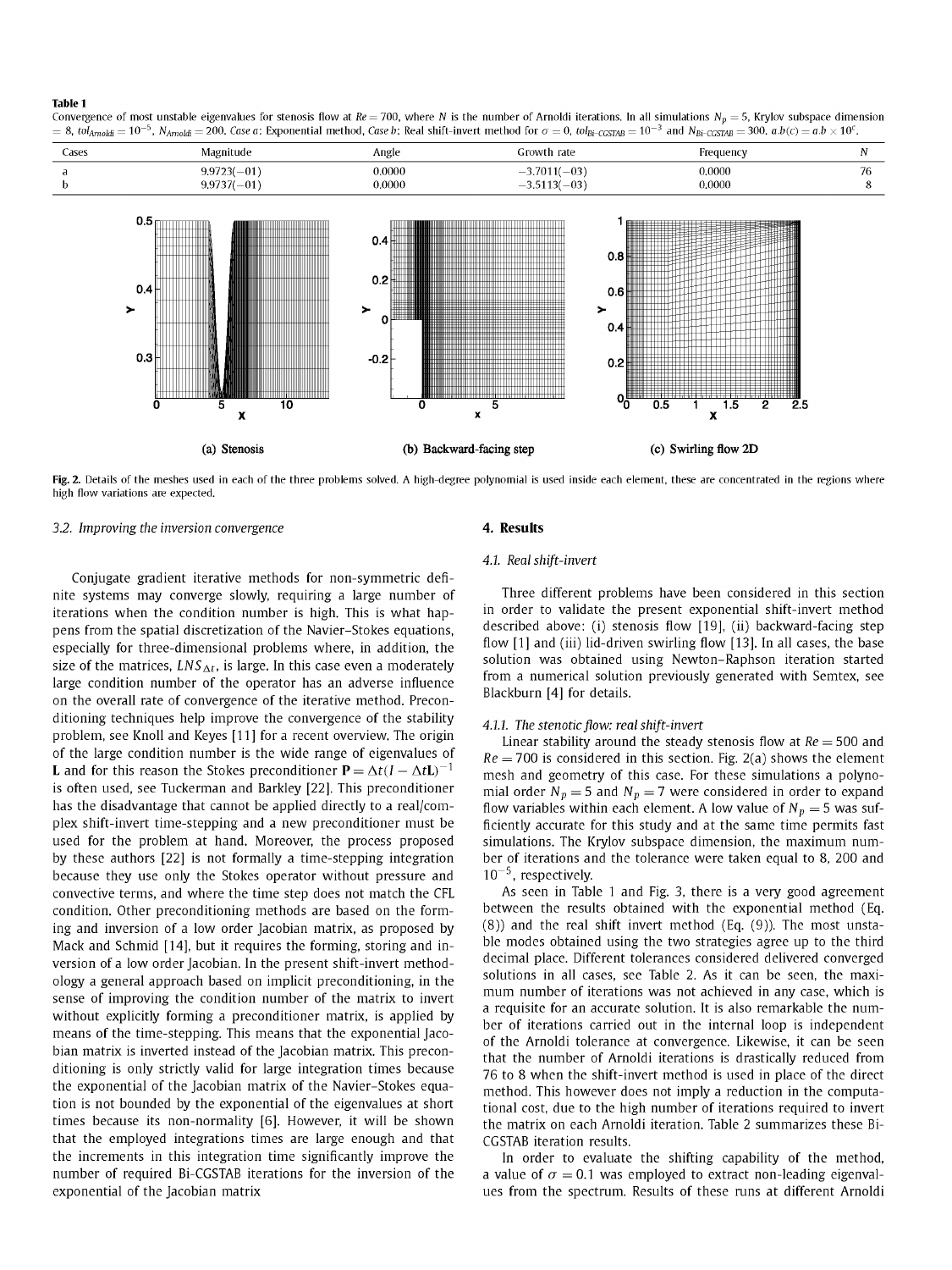**Table 1**
Convergence of most unstable eigenvalues for stenosis flow at $Re = 700$, where $N$ is the number of Arnoldi iterations. In all simulations $N_p = 5$, Krylov subspace dimension $= 8$, $tol_{Arnoldi} = 10^{-5}$, $N_{Arnoldi} = 200$. *Case a*: Exponential method, *Case b*: Real shift-invert method for $\sigma = 0$, $tol_{Bi\text{-}CGSTAB} = 10^{-3}$ and $N_{Bi\text{-}CGSTAB} = 300$. $a.b(c) = a.b \times 10^c$.

| Cases | Magnitude | Angle | Growth rate | Frequency | $N$ |
|---|---|---|---|---|---|
| a | 9.9723(−01) | 0.0000 | −3.7011(−03) | 0.0000 | 76 |
| b | 9.9737(−01) | 0.0000 | −3.5113(−03) | 0.0000 | 8 |

(a) Stenosis (b) Backward-facing step (c) Swirling flow 2D

**Fig. 2.** Details of the meshes used in each of the three problems solved. A high-degree polynomial is used inside each element, these are concentrated in the regions where high flow variations are expected.

### 3.2. Improving the inversion convergence

Conjugate gradient iterative methods for non-symmetric definite systems may converge slowly, requiring a large number of iterations when the condition number is high. This is what happens from the spatial discretization of the Navier–Stokes equations, especially for three-dimensional problems where, in addition, the size of the matrices, $LNS_{\Delta t}$, is large. In this case even a moderately large condition number of the operator has an adverse influence on the overall rate of convergence of the iterative method. Preconditioning techniques help improve the convergence of the stability problem, see Knoll and Keyes [11] for a recent overview. The origin of the large condition number is the wide range of eigenvalues of $\mathbf{L}$ and for this reason the Stokes preconditioner $\mathbf{P} = \Delta t(I - \Delta t\mathbf{L})^{-1}$ is often used, see Tuckerman and Barkley [22]. This preconditioner has the disadvantage that cannot be applied directly to a real/complex shift-invert time-stepping and a new preconditioner must be used for the problem at hand. Moreover, the process proposed by these authors [22] is not formally a time-stepping integration because they use only the Stokes operator without pressure and convective terms, and where the time step does not match the CFL condition. Other preconditioning methods are based on the forming and inversion of a low order Jacobian matrix, as proposed by Mack and Schmid [14], but it requires the forming, storing and inversion of a low order Jacobian. In the present shift-invert methodology a general approach based on implicit preconditioning, in the sense of improving the condition number of the matrix to invert without explicitly forming a preconditioner matrix, is applied by means of the time-stepping. This means that the exponential Jacobian matrix is inverted instead of the Jacobian matrix. This preconditioning is only strictly valid for large integration times because the exponential of the Jacobian matrix of the Navier–Stokes equation is not bounded by the exponential of the eigenvalues at short times because its non-normality [6]. However, it will be shown that the employed integrations times are large enough and that the increments in this integration time significantly improve the number of required Bi-CGSTAB iterations for the inversion of the exponential of the Jacobian matrix

## 4. Results

### 4.1. Real shift-invert

Three different problems have been considered in this section in order to validate the present exponential shift-invert method described above: (i) stenosis flow [19], (ii) backward-facing step flow [1] and (iii) lid-driven swirling flow [13]. In all cases, the base solution was obtained using Newton–Raphson iteration started from a numerical solution previously generated with Semtex, see Blackburn [4] for details.

#### 4.1.1. The stenotic flow: real shift-invert

Linear stability around the steady stenosis flow at $Re = 500$ and $Re = 700$ is considered in this section. Fig. 2(a) shows the element mesh and geometry of this case. For these simulations a polynomial order $N_p = 5$ and $N_p = 7$ were considered in order to expand flow variables within each element. A low value of $N_p = 5$ was sufficiently accurate for this study and at the same time permits fast simulations. The Krylov subspace dimension, the maximum number of iterations and the tolerance were taken equal to 8, 200 and $10^{-5}$, respectively.

As seen in Table 1 and Fig. 3, there is a very good agreement between the results obtained with the exponential method (Eq. (8)) and the real shift invert method (Eq. (9)). The most unstable modes obtained using the two strategies agree up to the third decimal place. Different tolerances considered delivered converged solutions in all cases, see Table 2. As it can be seen, the maximum number of iterations was not achieved in any case, which is a requisite for an accurate solution. It is also remarkable the number of iterations carried out in the internal loop is independent of the Arnoldi tolerance at convergence. Likewise, it can be seen that the number of Arnoldi iterations is drastically reduced from 76 to 8 when the shift-invert method is used in place of the direct method. This however does not imply a reduction in the computational cost, due to the high number of iterations required to invert the matrix on each Arnoldi iteration. Table 2 summarizes these Bi-CGSTAB iteration results.

In order to evaluate the shifting capability of the method, a value of $\sigma = 0.1$ was employed to extract non-leading eigenvalues from the spectrum. Results of these runs at different Arnoldi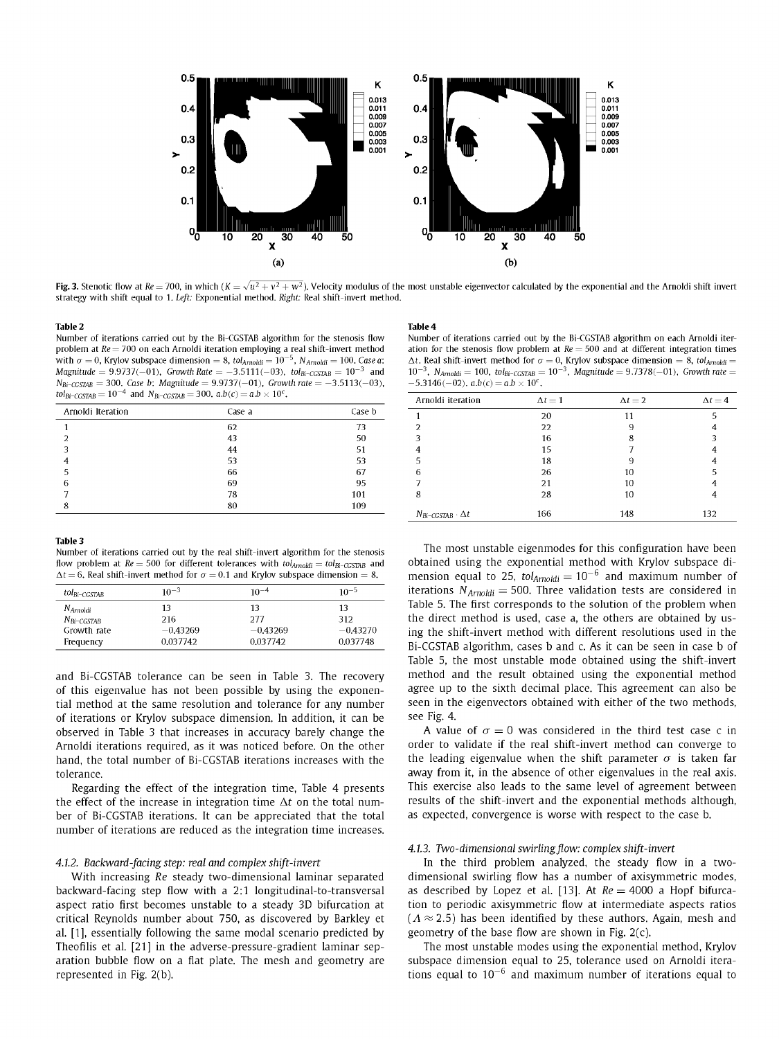**Fig. 3.** Stenotic flow at $Re = 700$, in which $(K = \sqrt{u^2 + v^2 + w^2})$. Velocity modulus of the most unstable eigenvector calculated by the exponential and the Arnoldi shift invert strategy with shift equal to 1. *Left:* Exponential method. *Right:* Real shift-invert method.

**Table 2**
Number of iterations carried out by the Bi-CGSTAB algorithm for the stenosis flow problem at $Re = 700$ on each Arnoldi iteration employing a real shift-invert method with $\sigma = 0$, Krylov subspace dimension $= 8$, $tol_{Arnoldi} = 10^{-5}$, $N_{Arnoldi} = 100$. *Case a: Magnitude* $= 9.9737(-01)$, *Growth Rate* $= -3.5111(-03)$, $tol_{Bi\text{-}CGSTAB} = 10^{-3}$ and $N_{Bi\text{-}CGSTAB} = 300$. *Case b: Magnitude* $= 9.9737(-01)$, *Growth rate* $= -3.5113(-03)$, $tol_{Bi\text{-}CGSTAB} = 10^{-4}$ and $N_{Bi\text{-}CGSTAB} = 300$. $a.b(c) = a.b \times 10^c$.

| Arnoldi Iteration | Case a | Case b |
|---|---|---|
| 1 | 62 | 73 |
| 2 | 43 | 50 |
| 3 | 44 | 51 |
| 4 | 53 | 53 |
| 5 | 66 | 67 |
| 6 | 69 | 95 |
| 7 | 78 | 101 |
| 8 | 80 | 109 |

**Table 3**
Number of iterations carried out by the real shift-invert algorithm for the stenosis flow problem at $Re = 500$ for different tolerances with $tol_{Arnoldi} = tol_{Bi\text{-}CGSTAB}$ and $\Delta t = 6$. Real shift-invert method for $\sigma = 0.1$ and Krylov subspace dimension $= 8$.

| $tol_{Bi\text{-}CGSTAB}$ | $10^{-3}$ | $10^{-4}$ | $10^{-5}$ |
|---|---|---|---|
| $N_{Arnoldi}$ | 13 | 13 | 13 |
| $N_{Bi\text{-}CGSTAB}$ | 216 | 277 | 312 |
| Growth rate | −0.43269 | −0.43269 | −0.43270 |
| Frequency | 0.037742 | 0.037742 | 0.037748 |

and Bi-CGSTAB tolerance can be seen in Table 3. The recovery of this eigenvalue has not been possible by using the exponential method at the same resolution and tolerance for any number of iterations or Krylov subspace dimension. In addition, it can be observed in Table 3 that increases in accuracy barely change the Arnoldi iterations required, as it was noticed before. On the other hand, the total number of Bi-CGSTAB iterations increases with the tolerance.

Regarding the effect of the integration time, Table 4 presents the effect of the increase in integration time $\Delta t$ on the total number of Bi-CGSTAB iterations. It can be appreciated that the total number of iterations are reduced as the integration time increases.

#### 4.1.2. Backward-facing step: real and complex shift-invert

With increasing $Re$ steady two-dimensional laminar separated backward-facing step flow with a 2:1 longitudinal-to-transversal aspect ratio first becomes unstable to a steady 3D bifurcation at critical Reynolds number about 750, as discovered by Barkley et al. [1], essentially following the same modal scenario predicted by Theofilis et al. [21] in the adverse-pressure-gradient laminar separation bubble flow on a flat plate. The mesh and geometry are represented in Fig. 2(b).

**Table 4**
Number of iterations carried out by the Bi-CGSTAB algorithm on each Arnoldi iteration for the stenosis flow problem at $Re = 500$ and at different integration times $\Delta t$. Real shift-invert method for $\sigma = 0$, Krylov subspace dimension $= 8$, $tol_{Arnoldi} = 10^{-3}$, $N_{Arnoldi} = 100$, $tol_{Bi\text{-}CGSTAB} = 10^{-3}$, *Magnitude* $= 9.7378(-01)$, *Growth rate* $= -5.3146(-02)$. $a.b(c) = a.b \times 10^c$.

| Arnoldi iteration | $\Delta t = 1$ | $\Delta t = 2$ | $\Delta t = 4$ |
|---|---|---|---|
| 1 | 20 | 11 | 5 |
| 2 | 22 | 9 | 4 |
| 3 | 16 | 8 | 3 |
| 4 | 15 | 7 | 4 |
| 5 | 18 | 9 | 4 |
| 6 | 26 | 10 | 5 |
| 7 | 21 | 10 | 4 |
| 8 | 28 | 10 | 4 |
| $N_{Bi\text{-}CGSTAB} \cdot \Delta t$ | 166 | 148 | 132 |

The most unstable eigenmodes for this configuration have been obtained using the exponential method with Krylov subspace dimension equal to 25, $tol_{Arnoldi} = 10^{-6}$ and maximum number of iterations $N_{Arnoldi} = 500$. Three validation tests are considered in Table 5. The first corresponds to the solution of the problem when the direct method is used, case a, the others are obtained by using the shift-invert method with different resolutions used in the Bi-CGSTAB algorithm, cases b and c. As it can be seen in case b of Table 5, the most unstable mode obtained using the shift-invert method and the result obtained using the exponential method agree up to the sixth decimal place. This agreement can also be seen in the eigenvectors obtained with either of the two methods, see Fig. 4.

A value of $\sigma = 0$ was considered in the third test case c in order to validate if the real shift-invert method can converge to the leading eigenvalue when the shift parameter $\sigma$ is taken far away from it, in the absence of other eigenvalues in the real axis. This exercise also leads to the same level of agreement between results of the shift-invert and the exponential methods although, as expected, convergence is worse with respect to the case b.

#### 4.1.3. Two-dimensional swirling flow: complex shift-invert

In the third problem analyzed, the steady flow in a two-dimensional swirling flow has a number of axisymmetric modes, as described by Lopez et al. [13]. At $Re = 4000$ a Hopf bifurcation to periodic axisymmetric flow at intermediate aspects ratios ($\Lambda \approx 2.5$) has been identified by these authors. Again, mesh and geometry of the base flow are shown in Fig. 2(c).

The most unstable modes using the exponential method, Krylov subspace dimension equal to 25, tolerance used on Arnoldi iterations equal to $10^{-6}$ and maximum number of iterations equal to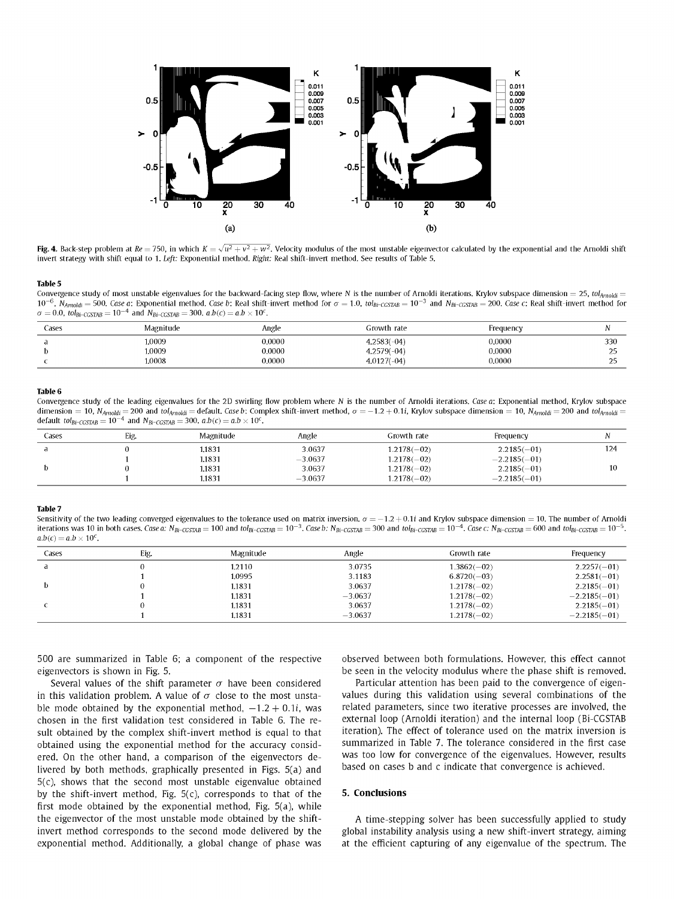**Fig. 4.** Back-step problem at $Re = 750$, in which $K = \sqrt{u^2 + v^2 + w^2}$. Velocity modulus of the most unstable eigenvector calculated by the exponential and the Arnoldi shift invert strategy with shift equal to 1. *Left:* Exponential method. *Right:* Real shift-invert method. See results of Table 5.

**Table 5**
Convergence study of most unstable eigenvalues for the backward-facing step flow, where $N$ is the number of Arnoldi iterations. Krylov subspace dimension = 25, $tol_{Arnoldi} = 10^{-6}$, $N_{Arnoldi} = 500$. *Case a:* Exponential method. *Case b:* Real shift-invert method for $\sigma = 1.0$, $tol_{Bi\text{-}CGSTAB} = 10^{-3}$ and $N_{Bi\text{-}CGSTAB} = 200$. *Case c:* Real shift-invert method for $\sigma = 0.0$, $tol_{Bi\text{-}CGSTAB} = 10^{-4}$ and $N_{Bi\text{-}CGSTAB} = 300$. $a.b(c) = a.b \times 10^c$.

| Cases | Magnitude | Angle | Growth rate | Frequency | N |
|---|---|---|---|---|---|
| a | 1.0009 | 0.0000 | 4.2583(-04) | 0.0000 | 330 |
| b | 1.0009 | 0.0000 | 4.2579(-04) | 0.0000 | 25 |
| c | 1.0008 | 0.0000 | 4.0127(-04) | 0.0000 | 25 |

**Table 6**
Convergence study of the leading eigenvalues for the 2D swirling flow problem where $N$ is the number of Arnoldi iterations. *Case a:* Exponential method, Krylov subspace dimension = 10, $N_{Arnoldi} = 200$ and $tol_{Arnoldi}$ = default. *Case b:* Complex shift-invert method, $\sigma = -1.2 + 0.1i$, Krylov subspace dimension = 10, $N_{Arnoldi} = 200$ and $tol_{Arnoldi}$ = default $tol_{Bi\text{-}CGSTAB} = 10^{-4}$ and $N_{Bi\text{-}CGSTAB} = 300$. $a.b(c) = a.b \times 10^c$.

| Cases | Eig. | Magnitude | Angle | Growth rate | Frequency | N |
|---|---|---|---|---|---|---|
| a | 0 | 1.1831 | 3.0637 | 1.2178(−02) | 2.2185(−01) | 124 |
|  | 1 | 1.1831 | −3.0637 | 1.2178(−02) | −2.2185(−01) |  |
| b | 0 | 1.1831 | 3.0637 | 1.2178(−02) | 2.2185(−01) | 10 |
|  | 1 | 1.1831 | −3.0637 | 1.2178(−02) | −2.2185(−01) |  |

**Table 7**
Sensitivity of the two leading converged eigenvalues to the tolerance used on matrix inversion. $\sigma = -1.2 + 0.1i$ and Krylov subspace dimension = 10. The number of Arnoldi iterations was 10 in both cases. *Case a:* $N_{Bi\text{-}CGSTAB} = 100$ and $tol_{Bi\text{-}CGSTAB} = 10^{-3}$. *Case b:* $N_{Bi\text{-}CGSTAB} = 300$ and $tol_{Bi\text{-}CGSTAB} = 10^{-4}$. *Case c:* $N_{Bi\text{-}CGSTAB} = 600$ and $tol_{Bi\text{-}CGSTAB} = 10^{-5}$. $a.b(c) = a.b \times 10^c$.

| Cases | Eig. | Magnitude | Angle | Growth rate | Frequency |
|---|---|---|---|---|---|
| a | 0 | 1.2110 | 3.0735 | 1.3862(−02) | 2.2257(−01) |
|  | 1 | 1.0995 | 3.1183 | 6.8720(−03) | 2.2581(−01) |
| b | 0 | 1.1831 | 3.0637 | 1.2178(−02) | 2.2185(−01) |
|  | 1 | 1.1831 | −3.0637 | 1.2178(−02) | −2.2185(−01) |
| c | 0 | 1.1831 | 3.0637 | 1.2178(−02) | 2.2185(−01) |
|  | 1 | 1.1831 | −3.0637 | 1.2178(−02) | −2.2185(−01) |

500 are summarized in Table 6; a component of the respective eigenvectors is shown in Fig. 5.

Several values of the shift parameter $\sigma$ have been considered in this validation problem. A value of $\sigma$ close to the most unstable mode obtained by the exponential method, $-1.2 + 0.1i$, was chosen in the first validation test considered in Table 6. The result obtained by the complex shift-invert method is equal to that obtained using the exponential method for the accuracy considered. On the other hand, a comparison of the eigenvectors delivered by both methods, graphically presented in Figs. 5(a) and 5(c), shows that the second most unstable eigenvalue obtained by the shift-invert method, Fig. 5(c), corresponds to that of the first mode obtained by the exponential method, Fig. 5(a), while the eigenvector of the most unstable mode obtained by the shift-invert method corresponds to the second mode delivered by the exponential method. Additionally, a global change of phase was observed between both formulations. However, this effect cannot be seen in the velocity modulus where the phase shift is removed.

Particular attention has been paid to the convergence of eigenvalues during this validation using several combinations of the related parameters, since two iterative processes are involved, the external loop (Arnoldi iteration) and the internal loop (Bi-CGSTAB iteration). The effect of tolerance used on the matrix inversion is summarized in Table 7. The tolerance considered in the first case was too low for convergence of the eigenvalues. However, results based on cases b and c indicate that convergence is achieved.

## 5. Conclusions

A time-stepping solver has been successfully applied to study global instability analysis using a new shift-invert strategy, aiming at the efficient capturing of any eigenvalue of the spectrum. The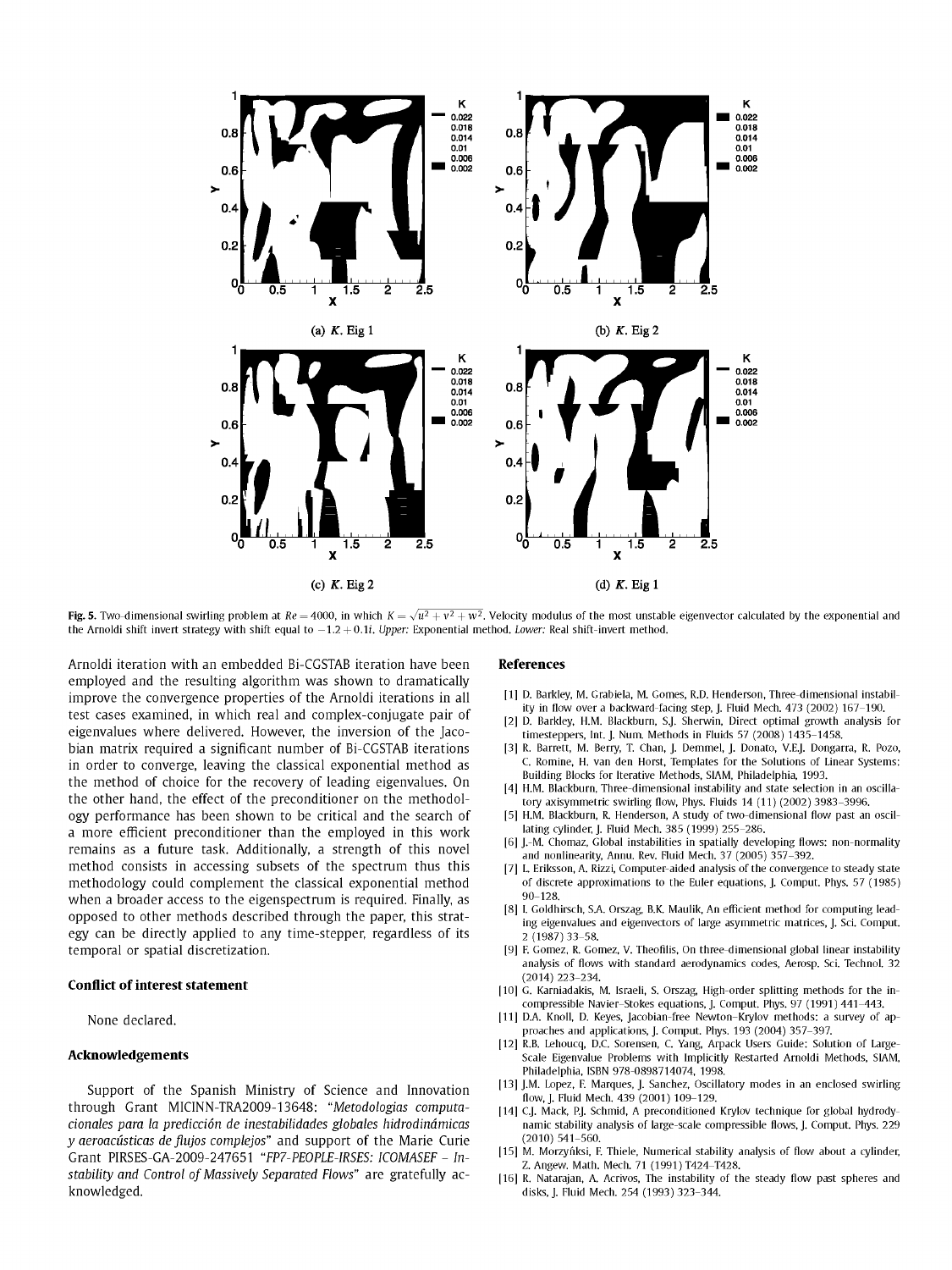(a) $K$. Eig 1

(b) $K$. Eig 2

(c) $K$. Eig 2

(d) $K$. Eig 1

**Fig. 5.** Two-dimensional swirling problem at $Re = 4000$, in which $K = \sqrt{u^2 + v^2 + w^2}$. Velocity modulus of the most unstable eigenvector calculated by the exponential and the Arnoldi shift invert strategy with shift equal to $-1.2 + 0.1i$. *Upper:* Exponential method. *Lower:* Real shift-invert method.

Arnoldi iteration with an embedded Bi-CGSTAB iteration have been employed and the resulting algorithm was shown to dramatically improve the convergence properties of the Arnoldi iterations in all test cases examined, in which real and complex-conjugate pair of eigenvalues where delivered. However, the inversion of the Jacobian matrix required a significant number of Bi-CGSTAB iterations in order to converge, leaving the classical exponential method as the method of choice for the recovery of leading eigenvalues. On the other hand, the effect of the preconditioner on the methodology performance has been shown to be critical and the search of a more efficient preconditioner than the employed in this work remains as a future task. Additionally, a strength of this novel method consists in accessing subsets of the spectrum thus this methodology could complement the classical exponential method when a broader access to the eigenspectrum is required. Finally, as opposed to other methods described through the paper, this strategy can be directly applied to any time-stepper, regardless of its temporal or spatial discretization.

## Conflict of interest statement

None declared.

## Acknowledgements

Support of the Spanish Ministry of Science and Innovation through Grant MICINN-TRA2009-13648: "*Metodologías computacionales para la predicción de inestabilidades globales hidrodinámicas y aeroacústicas de flujos complejos*" and support of the Marie Curie Grant PIRSES-GA-2009-247651 "*FP7-PEOPLE-IRSES: ICOMASEF – Instability and Control of Massively Separated Flows*" are gratefully acknowledged.

## References

[1] D. Barkley, M. Grabiela, M. Gomes, R.D. Henderson, Three-dimensional instability in flow over a backward-facing step, J. Fluid Mech. 473 (2002) 167–190.

[2] D. Barkley, H.M. Blackburn, S.J. Sherwin, Direct optimal growth analysis for timesteppers, Int. J. Num. Methods in Fluids 57 (2008) 1435–1458.

[3] R. Barrett, M. Berry, T. Chan, J. Demmel, J. Donato, V.E.J. Dongarra, R. Pozo, C. Romine, H. van den Horst, Templates for the Solutions of Linear Systems: Building Blocks for Iterative Methods, SIAM, Philadelphia, 1993.

[4] H.M. Blackburn, Three-dimensional instability and state selection in an oscillatory axisymmetric swirling flow, Phys. Fluids 14 (11) (2002) 3983–3996.

[5] H.M. Blackburn, R. Henderson, A study of two-dimensional flow past an oscillating cylinder, J. Fluid Mech. 385 (1999) 255–286.

[6] J.-M. Chomaz, Global instabilities in spatially developing flows: non-normality and nonlinearity, Annu. Rev. Fluid Mech. 37 (2005) 357–392.

[7] L. Eriksson, A. Rizzi, Computer-aided analysis of the convergence to steady state of discrete approximations to the Euler equations, J. Comput. Phys. 57 (1985) 90–128.

[8] I. Goldhirsch, S.A. Orszag, B.K. Maulik, An efficient method for computing leading eigenvalues and eigenvectors of large asymmetric matrices, J. Sci. Comput. 2 (1987) 33–58.

[9] F. Gomez, R. Gomez, V. Theofilis, On three-dimensional global linear instability analysis of flows with standard aerodynamics codes, Aerosp. Sci. Technol. 32 (2014) 223–234.

[10] G. Karniadakis, M. Israeli, S. Orszag, High-order splitting methods for the incompressible Navier–Stokes equations, J. Comput. Phys. 97 (1991) 441–443.

[11] D.A. Knoll, D. Keyes, Jacobian-free Newton–Krylov methods: a survey of approaches and applications, J. Comput. Phys. 193 (2004) 357–397.

[12] R.B. Lehoucq, D.C. Sorensen, C. Yang, Arpack Users Guide: Solution of Large-Scale Eigenvalue Problems with Implicitly Restarted Arnoldi Methods, SIAM, Philadelphia, ISBN 978-0898714074, 1998.

[13] J.M. Lopez, F. Marques, J. Sanchez, Oscillatory modes in an enclosed swirling flow, J. Fluid Mech. 439 (2001) 109–129.

[14] C.J. Mack, P.J. Schmid, A preconditioned Krylov technique for global hydrodynamic stability analysis of large-scale compressible flows, J. Comput. Phys. 229 (2010) 541–560.

[15] M. Morzyński, F. Thiele, Numerical stability analysis of flow about a cylinder, Z. Angew. Math. Mech. 71 (1991) T424–T428.

[16] R. Natarajan, A. Acrivos, The instability of the steady flow past spheres and disks, J. Fluid Mech. 254 (1993) 323–344.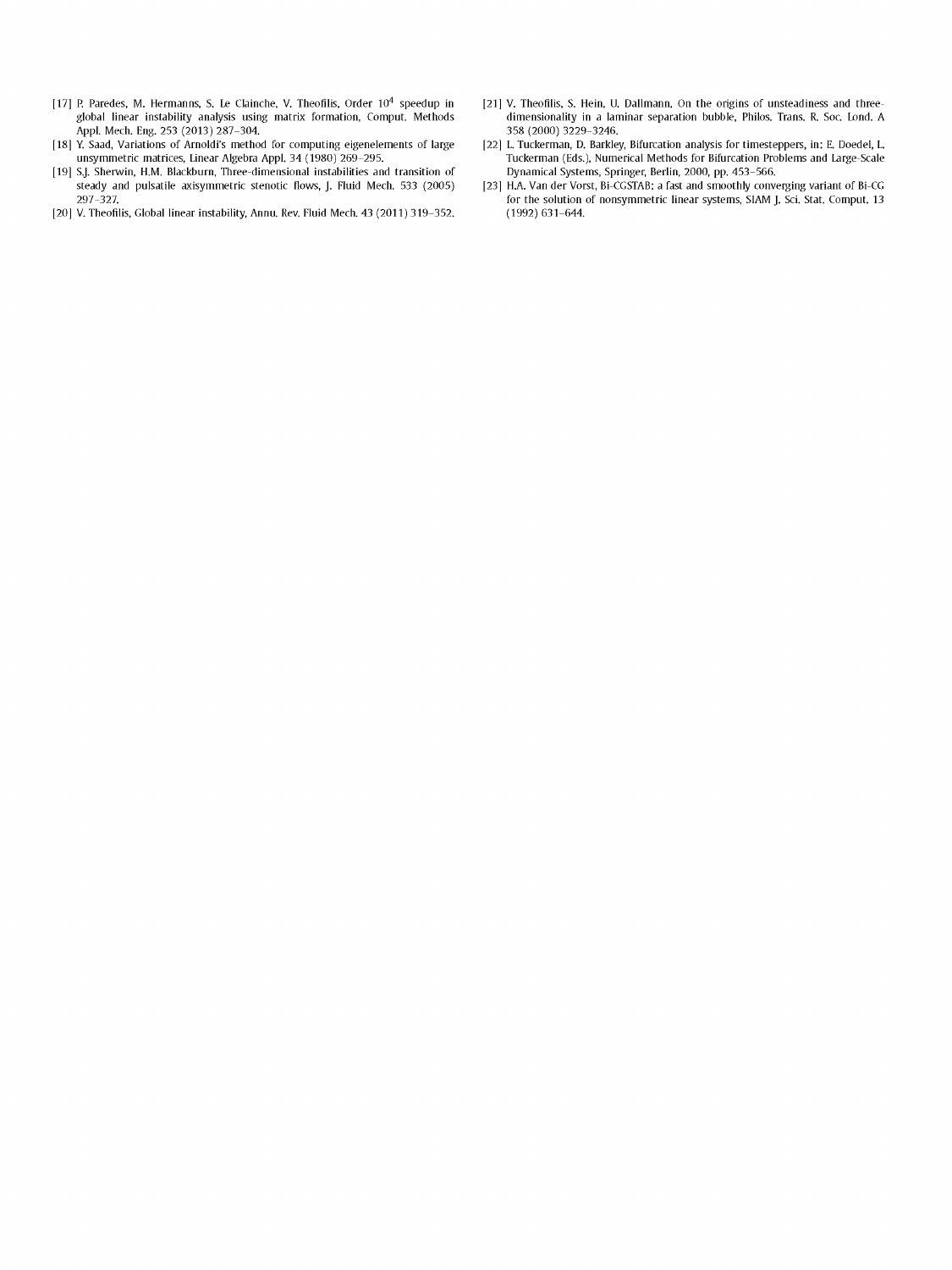[17] P. Paredes, M. Hermanns, S. Le Clainche, V. Theofilis, Order $10^4$ speedup in global linear instability analysis using matrix formation, Comput. Methods Appl. Mech. Eng. 253 (2013) 287–304.

[18] Y. Saad, Variations of Arnoldi's method for computing eigenelements of large unsymmetric matrices, Linear Algebra Appl. 34 (1980) 269–295.

[19] S.J. Sherwin, H.M. Blackburn, Three-dimensional instabilities and transition of steady and pulsatile axisymmetric stenotic flows, J. Fluid Mech. 533 (2005) 297–327.

[20] V. Theofilis, Global linear instability, Annu. Rev. Fluid Mech. 43 (2011) 319–352.

[21] V. Theofilis, S. Hein, U. Dallmann, On the origins of unsteadiness and three-dimensionality in a laminar separation bubble, Philos. Trans. R. Soc. Lond. A 358 (2000) 3229–3246.

[22] L. Tuckerman, D. Barkley, Bifurcation analysis for timesteppers, in: E. Doedel, L. Tuckerman (Eds.), Numerical Methods for Bifurcation Problems and Large-Scale Dynamical Systems, Springer, Berlin, 2000, pp. 453–566.

[23] H.A. Van der Vorst, Bi-CGSTAB: a fast and smoothly converging variant of Bi-CG for the solution of nonsymmetric linear systems, SIAM J. Sci. Stat. Comput. 13 (1992) 631–644.